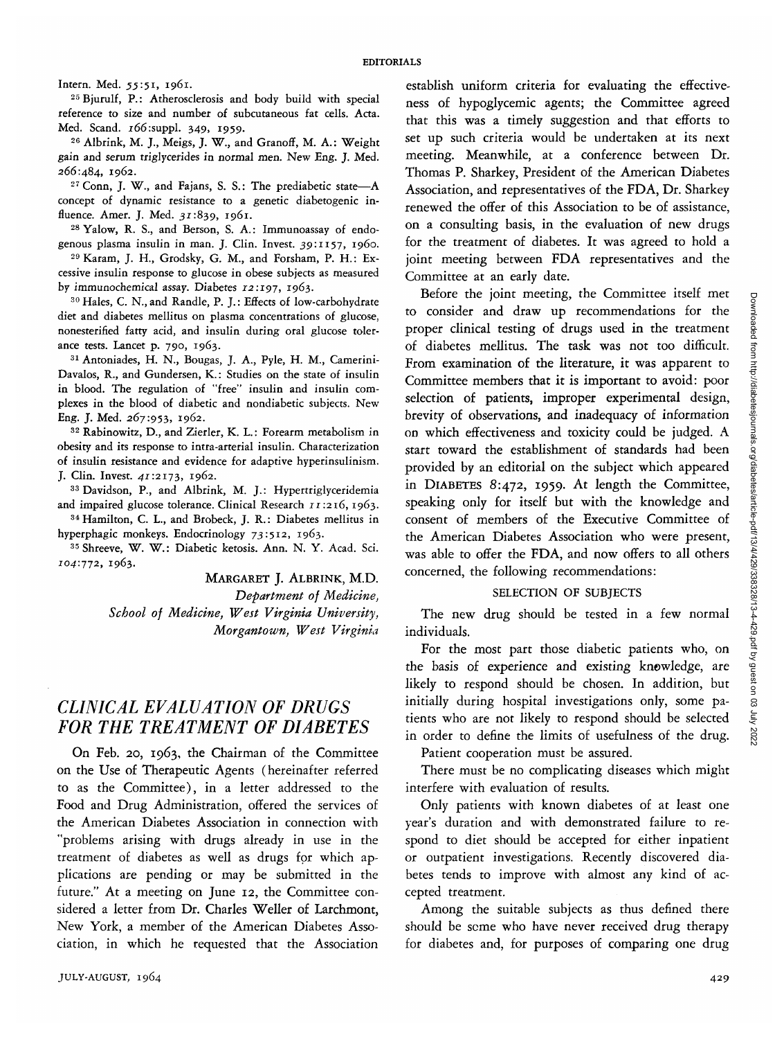Intern. Med. 55:51, 1961.

[25] Bjurulf, P.: Atherosclerosis and body build with special reference to size and number of subcutaneous fat cells. Acta. Med. Scand. 166:suppl. 349, 1959.

[26] Albrink, M. J., Meigs, J. W., and Granoff, M. A.: Weight gain and serum triglycerides in normal men. New Eng. J. Med. 266:484, 1962.

[27] Conn, J. W., and Fajans, S. S.: The prediabetic state—A concept of dynamic resistance to a genetic diabetogenic influence. Amer. J. Med. 31:839, 1961.

[28] Yalow, R. S., and Berson, S. A.: Immunoassay of endogenous plasma insulin in man. J. Clin. Invest. 39:1157, 1960.

[29] Karam, J. H., Grodsky, G. M., and Forsham, P. H.: Excessive insulin response to glucose in obese subjects as measured by immunochemical assay. Diabetes 12:197, 1963.

[30] Hales, C. N., and Randle, P. J.: Effects of low-carbohydrate diet and diabetes mellitus on plasma concentrations of glucose, nonesterified fatty acid, and insulin during oral glucose tolerance tests. Lancet p. 790, 1963.

[31] Antoniades, H. N., Bougas, J. A., Pyle, H. M., Camerini-Davalos, R., and Gundersen, K.: Studies on the state of insulin in blood. The regulation of "free" insulin and insulin complexes in the blood of diabetic and nondiabetic subjects. New Eng. J. Med. 267:953, 1962.

[32] Rabinowitz, D., and Zierler, K. L.: Forearm metabolism in obesity and its response to intra-arterial insulin. Characterization of insulin resistance and evidence for adaptive hyperinsulinism. J. Clin. Invest. 41:2173, 1962.

[33] Davidson, P., and Albrink, M. J.: Hypertriglyceridemia and impaired glucose tolerance. Clinical Research 11:216, 1963.

[34] Hamilton, C. L., and Brobeck, J. R.: Diabetes mellitus in hyperphagic monkeys. Endocrinology 73:512, 1963.

[35] Shreeve, W. W.: Diabetic ketosis. Ann. N. Y. Acad. Sci. 104:772, 1963.

MARGARET J. ALBRINK, M.D.
*Department of Medicine,*
*School of Medicine, West Virginia University,*
*Morgantown, West Virginia*

## CLINICAL EVALUATION OF DRUGS FOR THE TREATMENT OF DIABETES

On Feb. 20, 1963, the Chairman of the Committee on the Use of Therapeutic Agents (hereinafter referred to as the Committee), in a letter addressed to the Food and Drug Administration, offered the services of the American Diabetes Association in connection with "problems arising with drugs already in use in the treatment of diabetes as well as drugs for which applications are pending or may be submitted in the future." At a meeting on June 12, the Committee considered a letter from Dr. Charles Weller of Larchmont, New York, a member of the American Diabetes Association, in which he requested that the Association establish uniform criteria for evaluating the effectiveness of hypoglycemic agents; the Committee agreed that this was a timely suggestion and that efforts to set up such criteria would be undertaken at its next meeting. Meanwhile, at a conference between Dr. Thomas P. Sharkey, President of the American Diabetes Association, and representatives of the FDA, Dr. Sharkey renewed the offer of this Association to be of assistance, on a consulting basis, in the evaluation of new drugs for the treatment of diabetes. It was agreed to hold a joint meeting between FDA representatives and the Committee at an early date.

Before the joint meeting, the Committee itself met to consider and draw up recommendations for the proper clinical testing of drugs used in the treatment of diabetes mellitus. The task was not too difficult. From examination of the literature, it was apparent to Committee members that it is important to avoid: poor selection of patients, improper experimental design, brevity of observations, and inadequacy of information on which effectiveness and toxicity could be judged. A start toward the establishment of standards had been provided by an editorial on the subject which appeared in DIABETES 8:472, 1959. At length the Committee, speaking only for itself but with the knowledge and consent of members of the Executive Committee of the American Diabetes Association who were present, was able to offer the FDA, and now offers to all others concerned, the following recommendations:

### SELECTION OF SUBJECTS

The new drug should be tested in a few normal individuals.

For the most part those diabetic patients who, on the basis of experience and existing knowledge, are likely to respond should be chosen. In addition, but initially during hospital investigations only, some patients who are not likely to respond should be selected in order to define the limits of usefulness of the drug.

Patient cooperation must be assured.

There must be no complicating diseases which might interfere with evaluation of results.

Only patients with known diabetes of at least one year's duration and with demonstrated failure to respond to diet should be accepted for either inpatient or outpatient investigations. Recently discovered diabetes tends to improve with almost any kind of accepted treatment.

Among the suitable subjects as thus defined there should be some who have never received drug therapy for diabetes and, for purposes of comparing one drug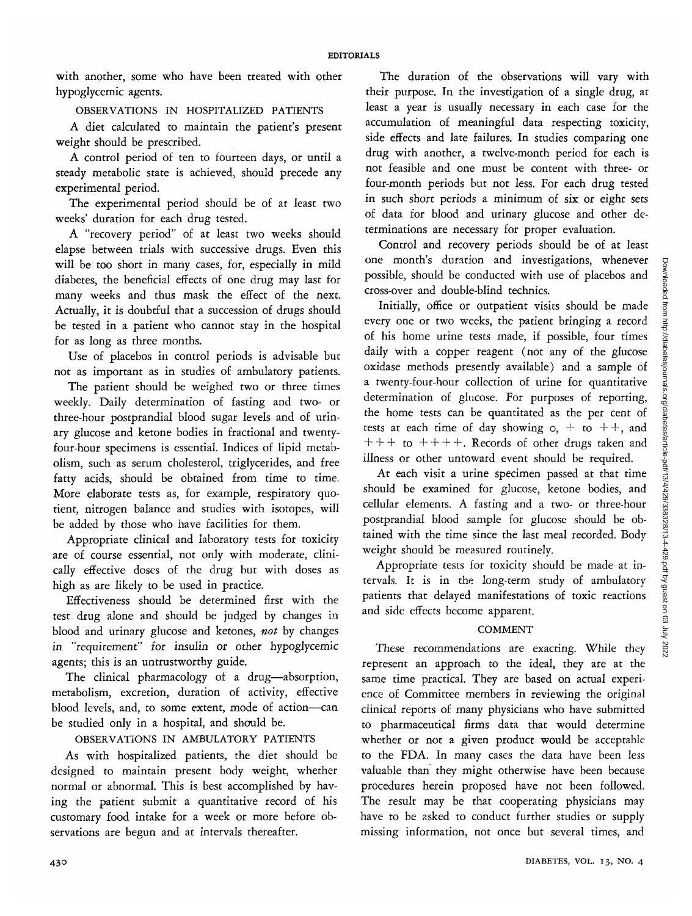with another, some who have been treated with other hypoglycemic agents.

## OBSERVATIONS IN HOSPITALIZED PATIENTS

A diet calculated to maintain the patient's present weight should be prescribed.

A control period of ten to fourteen days, or until a steady metabolic state is achieved, should precede any experimental period.

The experimental period should be of at least two weeks' duration for each drug tested.

A "recovery period" of at least two weeks should elapse between trials with successive drugs. Even this will be too short in many cases, for, especially in mild diabetes, the beneficial effects of one drug may last for many weeks and thus mask the effect of the next. Actually, it is doubtful that a succession of drugs should be tested in a patient who cannot stay in the hospital for as long as three months.

Use of placebos in control periods is advisable but not as important as in studies of ambulatory patients.

The patient should be weighed two or three times weekly. Daily determination of fasting and two- or three-hour postprandial blood sugar levels and of urinary glucose and ketone bodies in fractional and twenty-four-hour specimens is essential. Indices of lipid metabolism, such as serum cholesterol, triglycerides, and free fatty acids, should be obtained from time to time. More elaborate tests as, for example, respiratory quotient, nitrogen balance and studies with isotopes, will be added by those who have facilities for them.

Appropriate clinical and laboratory tests for toxicity are of course essential, not only with moderate, clinically effective doses of the drug but with doses as high as are likely to be used in practice.

Effectiveness should be determined first with the test drug alone and should be judged by changes in blood and urinary glucose and ketones, *not* by changes in "requirement" for insulin or other hypoglycemic agents; this is an untrustworthy guide.

The clinical pharmacology of a drug—absorption, metabolism, excretion, duration of activity, effective blood levels, and, to some extent, mode of action—can be studied only in a hospital, and should be.

## OBSERVATIONS IN AMBULATORY PATIENTS

As with hospitalized patients, the diet should be designed to maintain present body weight, whether normal or abnormal. This is best accomplished by having the patient submit a quantitative record of his customary food intake for a week or more before observations are begun and at intervals thereafter.

The duration of the observations will vary with their purpose. In the investigation of a single drug, at least a year is usually necessary in each case for the accumulation of meaningful data respecting toxicity, side effects and late failures. In studies comparing one drug with another, a twelve-month period for each is not feasible and one must be content with three- or four-month periods but not less. For each drug tested in such short periods a minimum of six or eight sets of data for blood and urinary glucose and other determinations are necessary for proper evaluation.

Control and recovery periods should be of at least one month's duration and investigations, whenever possible, should be conducted with use of placebos and cross-over and double-blind technics.

Initially, office or outpatient visits should be made every one or two weeks, the patient bringing a record of his home urine tests made, if possible, four times daily with a copper reagent (not any of the glucose oxidase methods presently available) and a sample of a twenty-four-hour collection of urine for quantitative determination of glucose. For purposes of reporting, the home tests can be quantitated as the per cent of tests at each time of day showing 0, + to ++, and +++ to ++++. Records of other drugs taken and illness or other untoward event should be required.

At each visit a urine specimen passed at that time should be examined for glucose, ketone bodies, and cellular elements. A fasting and a two- or three-hour postprandial blood sample for glucose should be obtained with the time since the last meal recorded. Body weight should be measured routinely.

Appropriate tests for toxicity should be made at intervals. It is in the long-term study of ambulatory patients that delayed manifestations of toxic reactions and side effects become apparent.

## COMMENT

These recommendations are exacting. While they represent an approach to the ideal, they are at the same time practical. They are based on actual experience of Committee members in reviewing the original clinical reports of many physicians who have submitted to pharmaceutical firms data that would determine whether or not a given product would be acceptable to the FDA. In many cases the data have been less valuable than they might otherwise have been because procedures herein proposed have not been followed. The result may be that cooperating physicians may have to be asked to conduct further studies or supply missing information, not once but several times, and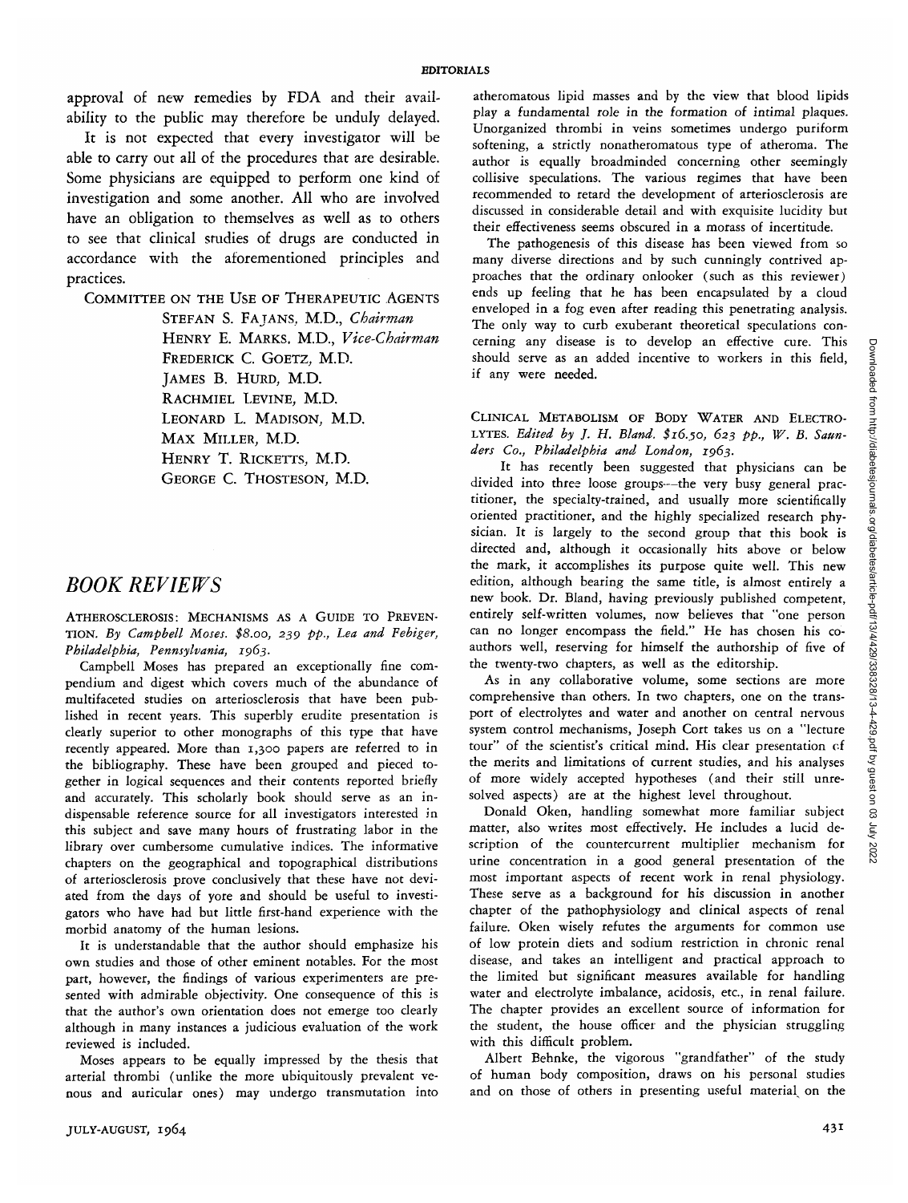approval of new remedies by FDA and their availability to the public may therefore be unduly delayed.

It is not expected that every investigator will be able to carry out all of the procedures that are desirable. Some physicians are equipped to perform one kind of investigation and some another. All who are involved have an obligation to themselves as well as to others to see that clinical studies of drugs are conducted in accordance with the aforementioned principles and practices.

COMMITTEE ON THE USE OF THERAPEUTIC AGENTS
STEFAN S. FAJANS, M.D., *Chairman*
HENRY E. MARKS, M.D., *Vice-Chairman*
FREDERICK C. GOETZ, M.D.
JAMES B. HURD, M.D.
RACHMIEL LEVINE, M.D.
LEONARD L. MADISON, M.D.
MAX MILLER, M.D.
HENRY T. RICKETTS, M.D.
GEORGE C. THOSTESON, M.D.

## BOOK REVIEWS

ATHEROSCLEROSIS: MECHANISMS AS A GUIDE TO PREVENTION. *By Campbell Moses. $8.00, 239 pp., Lea and Febiger, Philadelphia, Pennsylvania, 1963.*

Campbell Moses has prepared an exceptionally fine compendium and digest which covers much of the abundance of multifaceted studies on arteriosclerosis that have been published in recent years. This superbly erudite presentation is clearly superior to other monographs of this type that have recently appeared. More than 1,300 papers are referred to in the bibliography. These have been grouped and pieced together in logical sequences and their contents reported briefly and accurately. This scholarly book should serve as an indispensable reference source for all investigators interested in this subject and save many hours of frustrating labor in the library over cumbersome cumulative indices. The informative chapters on the geographical and topographical distributions of arteriosclerosis prove conclusively that these have not deviated from the days of yore and should be useful to investigators who have had but little first-hand experience with the morbid anatomy of the human lesions.

It is understandable that the author should emphasize his own studies and those of other eminent notables. For the most part, however, the findings of various experimenters are presented with admirable objectivity. One consequence of this is that the author's own orientation does not emerge too clearly although in many instances a judicious evaluation of the work reviewed is included.

Moses appears to be equally impressed by the thesis that arterial thrombi (unlike the more ubiquitously prevalent venous and auricular ones) may undergo transmutation into atheromatous lipid masses and by the view that blood lipids play a fundamental role in the formation of intimal plaques. Unorganized thrombi in veins sometimes undergo puriform softening, a strictly nonatheromatous type of atheroma. The author is equally broadminded concerning other seemingly collisive speculations. The various regimes that have been recommended to retard the development of arteriosclerosis are discussed in considerable detail and with exquisite lucidity but their effectiveness seems obscured in a morass of incertitude.

The pathogenesis of this disease has been viewed from so many diverse directions and by such cunningly contrived approaches that the ordinary onlooker (such as this reviewer) ends up feeling that he has been encapsulated by a cloud enveloped in a fog even after reading this penetrating analysis. The only way to curb exuberant theoretical speculations concerning any disease is to develop an effective cure. This should serve as an added incentive to workers in this field, if any were needed.

CLINICAL METABOLISM OF BODY WATER AND ELECTROLYTES. *Edited by J. H. Bland. $16.50, 623 pp., W. B. Saunders Co., Philadelphia and London, 1963.*

It has recently been suggested that physicians can be divided into three loose groups—the very busy general practitioner, the specialty-trained, and usually more scientifically oriented practitioner, and the highly specialized research physician. It is largely to the second group that this book is directed and, although it occasionally hits above or below the mark, it accomplishes its purpose quite well. This new edition, although bearing the same title, is almost entirely a new book. Dr. Bland, having previously published competent, entirely self-written volumes, now believes that "one person can no longer encompass the field." He has chosen his coauthors well, reserving for himself the authorship of five of the twenty-two chapters, as well as the editorship.

As in any collaborative volume, some sections are more comprehensive than others. In two chapters, one on the transport of electrolytes and water and another on central nervous system control mechanisms, Joseph Cort takes us on a "lecture tour" of the scientist's critical mind. His clear presentation of the merits and limitations of current studies, and his analyses of more widely accepted hypotheses (and their still unresolved aspects) are at the highest level throughout.

Donald Oken, handling somewhat more familiar subject matter, also writes most effectively. He includes a lucid description of the countercurrent multiplier mechanism for urine concentration in a good general presentation of the most important aspects of recent work in renal physiology. These serve as a background for his discussion in another chapter of the pathophysiology and clinical aspects of renal failure. Oken wisely refutes the arguments for common use of low protein diets and sodium restriction in chronic renal disease, and takes an intelligent and practical approach to the limited but significant measures available for handling water and electrolyte imbalance, acidosis, etc., in renal failure. The chapter provides an excellent source of information for the student, the house officer and the physician struggling with this difficult problem.

Albert Behnke, the vigorous "grandfather" of the study of human body composition, draws on his personal studies and on those of others in presenting useful material on the